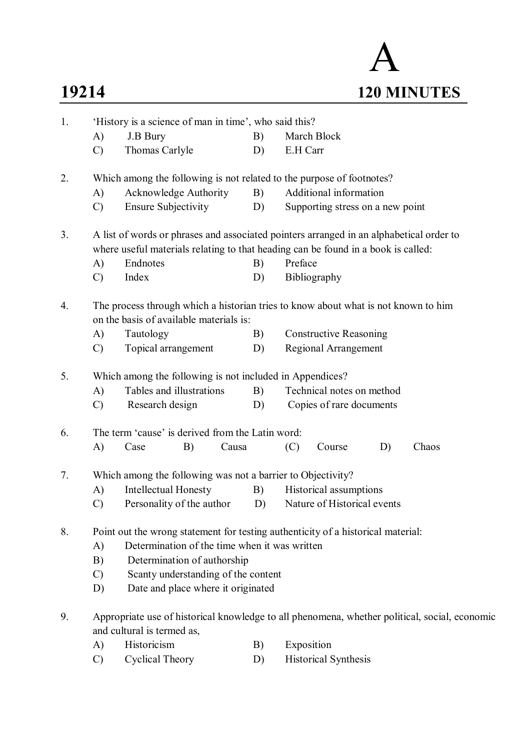# A

**19214** **120 MINUTES**

1. 'History is a science of man in time', who said this?
   - A) J.B Bury
   - B) March Block
   - C) Thomas Carlyle
   - D) E.H Carr

2. Which among the following is not related to the purpose of footnotes?
   - A) Acknowledge Authority
   - B) Additional information
   - C) Ensure Subjectivity
   - D) Supporting stress on a new point

3. A list of words or phrases and associated pointers arranged in an alphabetical order to where useful materials relating to that heading can be found in a book is called:
   - A) Endnotes
   - B) Preface
   - C) Index
   - D) Bibliography

4. The process through which a historian tries to know about what is not known to him on the basis of available materials is:
   - A) Tautology
   - B) Constructive Reasoning
   - C) Topical arrangement
   - D) Regional Arrangement

5. Which among the following is not included in Appendices?
   - A) Tables and illustrations
   - B) Technical notes on method
   - C) Research design
   - D) Copies of rare documents

6. The term 'cause' is derived from the Latin word:
   - A) Case
   - B) Causa
   - (C) Course
   - D) Chaos

7. Which among the following was not a barrier to Objectivity?
   - A) Intellectual Honesty
   - B) Historical assumptions
   - C) Personality of the author
   - D) Nature of Historical events

8. Point out the wrong statement for testing authenticity of a historical material:
   - A) Determination of the time when it was written
   - B) Determination of authorship
   - C) Scanty understanding of the content
   - D) Date and place where it originated

9. Appropriate use of historical knowledge to all phenomena, whether political, social, economic and cultural is termed as,
   - A) Historicism
   - B) Exposition
   - C) Cyclical Theory
   - D) Historical Synthesis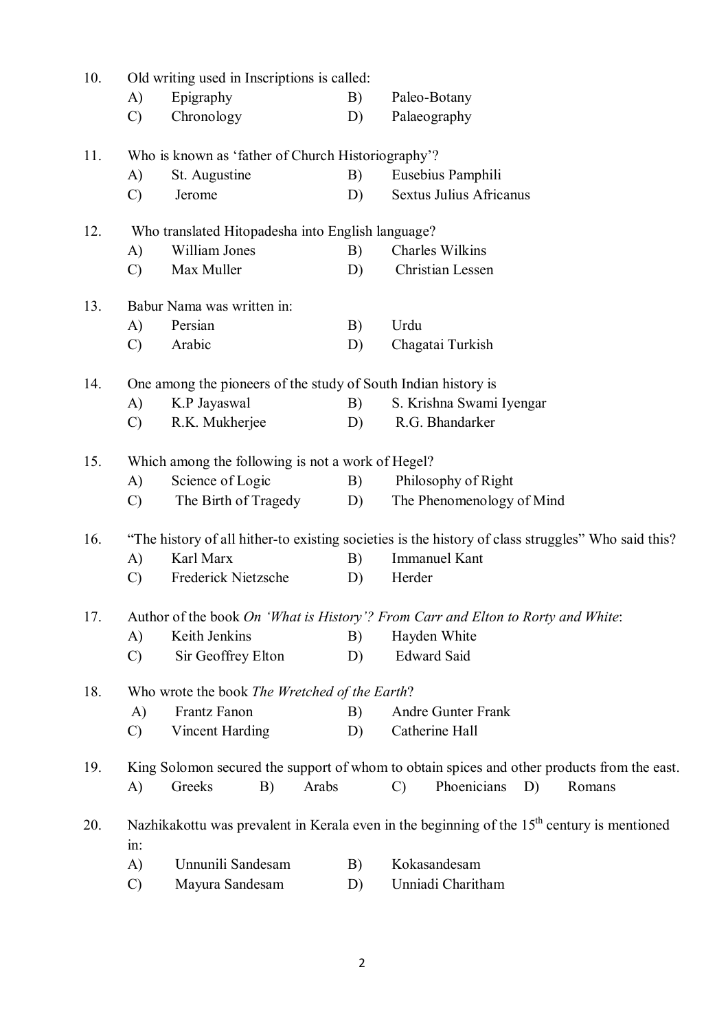10. Old writing used in Inscriptions is called:
    A) Epigraphy  B) Paleo-Botany
    C) Chronology  D) Palaeography

11. Who is known as 'father of Church Historiography'?
    A) St. Augustine  B) Eusebius Pamphili
    C) Jerome  D) Sextus Julius Africanus

12. Who translated Hitopadesha into English language?
    A) William Jones  B) Charles Wilkins
    C) Max Muller  D) Christian Lessen

13. Babur Nama was written in:
    A) Persian  B) Urdu
    C) Arabic  D) Chagatai Turkish

14. One among the pioneers of the study of South Indian history is
    A) K.P Jayaswal  B) S. Krishna Swami Iyengar
    C) R.K. Mukherjee  D) R.G. Bhandarker

15. Which among the following is not a work of Hegel?
    A) Science of Logic  B) Philosophy of Right
    C) The Birth of Tragedy  D) The Phenomenology of Mind

16. "The history of all hither-to existing societies is the history of class struggles" Who said this?
    A) Karl Marx  B) Immanuel Kant
    C) Frederick Nietzsche  D) Herder

17. Author of the book *On 'What is History'? From Carr and Elton to Rorty and White*:
    A) Keith Jenkins  B) Hayden White
    C) Sir Geoffrey Elton  D) Edward Said

18. Who wrote the book *The Wretched of the Earth*?
    A) Frantz Fanon  B) Andre Gunter Frank
    C) Vincent Harding  D) Catherine Hall

19. King Solomon secured the support of whom to obtain spices and other products from the east.
    A) Greeks  B) Arabs  C) Phoenicians  D) Romans

20. Nazhikakottu was prevalent in Kerala even in the beginning of the 15th century is mentioned in:
    A) Unnunili Sandesam  B) Kokasandesam
    C) Mayura Sandesam  D) Unniadi Charitham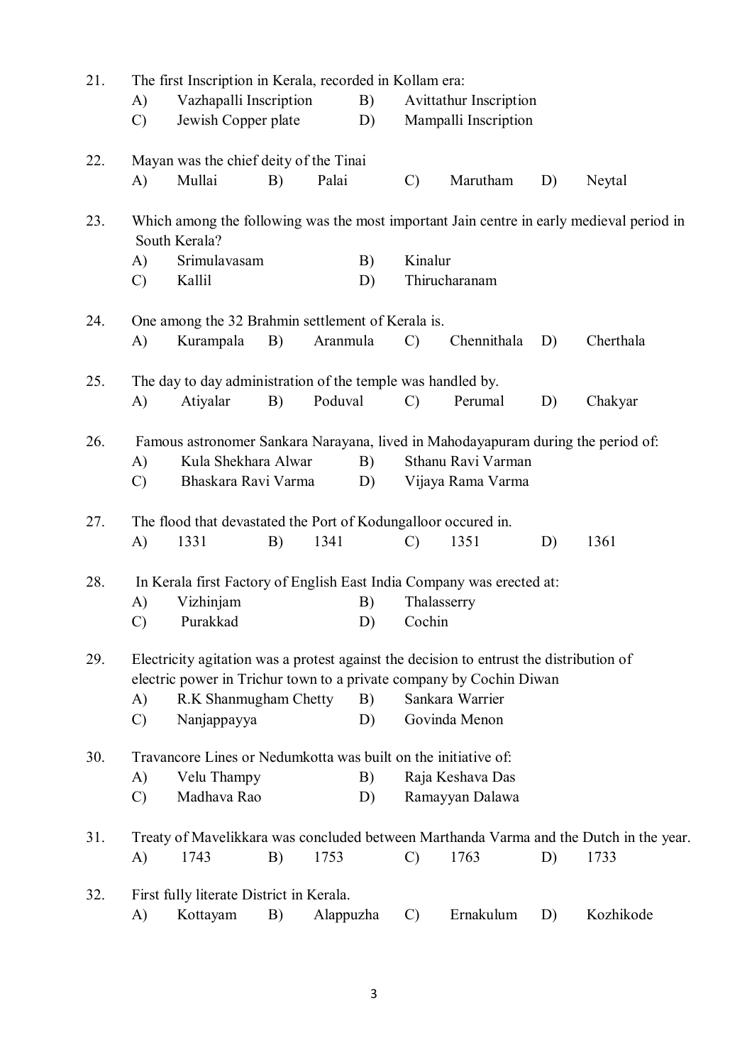21. The first Inscription in Kerala, recorded in Kollam era:
    A) Vazhapalli Inscription B) Avittathur Inscription
    C) Jewish Copper plate D) Mampalli Inscription

22. Mayan was the chief deity of the Tinai
    A) Mullai B) Palai C) Marutham D) Neytal

23. Which among the following was the most important Jain centre in early medieval period in South Kerala?
    A) Srimulavasam B) Kinalur
    C) Kallil D) Thirucharanam

24. One among the 32 Brahmin settlement of Kerala is.
    A) Kurampala B) Aranmula C) Chennithala D) Cherthala

25. The day to day administration of the temple was handled by.
    A) Atiyalar B) Poduval C) Perumal D) Chakyar

26. Famous astronomer Sankara Narayana, lived in Mahodayapuram during the period of:
    A) Kula Shekhara Alwar B) Sthanu Ravi Varman
    C) Bhaskara Ravi Varma D) Vijaya Rama Varma

27. The flood that devastated the Port of Kodungalloor occured in.
    A) 1331 B) 1341 C) 1351 D) 1361

28. In Kerala first Factory of English East India Company was erected at:
    A) Vizhinjam B) Thalasserry
    C) Purakkad D) Cochin

29. Electricity agitation was a protest against the decision to entrust the distribution of electric power in Trichur town to a private company by Cochin Diwan
    A) R.K Shanmugham Chetty B) Sankara Warrier
    C) Nanjappayya D) Govinda Menon

30. Travancore Lines or Nedumkotta was built on the initiative of:
    A) Velu Thampy B) Raja Keshava Das
    C) Madhava Rao D) Ramayyan Dalawa

31. Treaty of Mavelikkara was concluded between Marthanda Varma and the Dutch in the year.
    A) 1743 B) 1753 C) 1763 D) 1733

32. First fully literate District in Kerala.
    A) Kottayam B) Alappuzha C) Ernakulum D) Kozhikode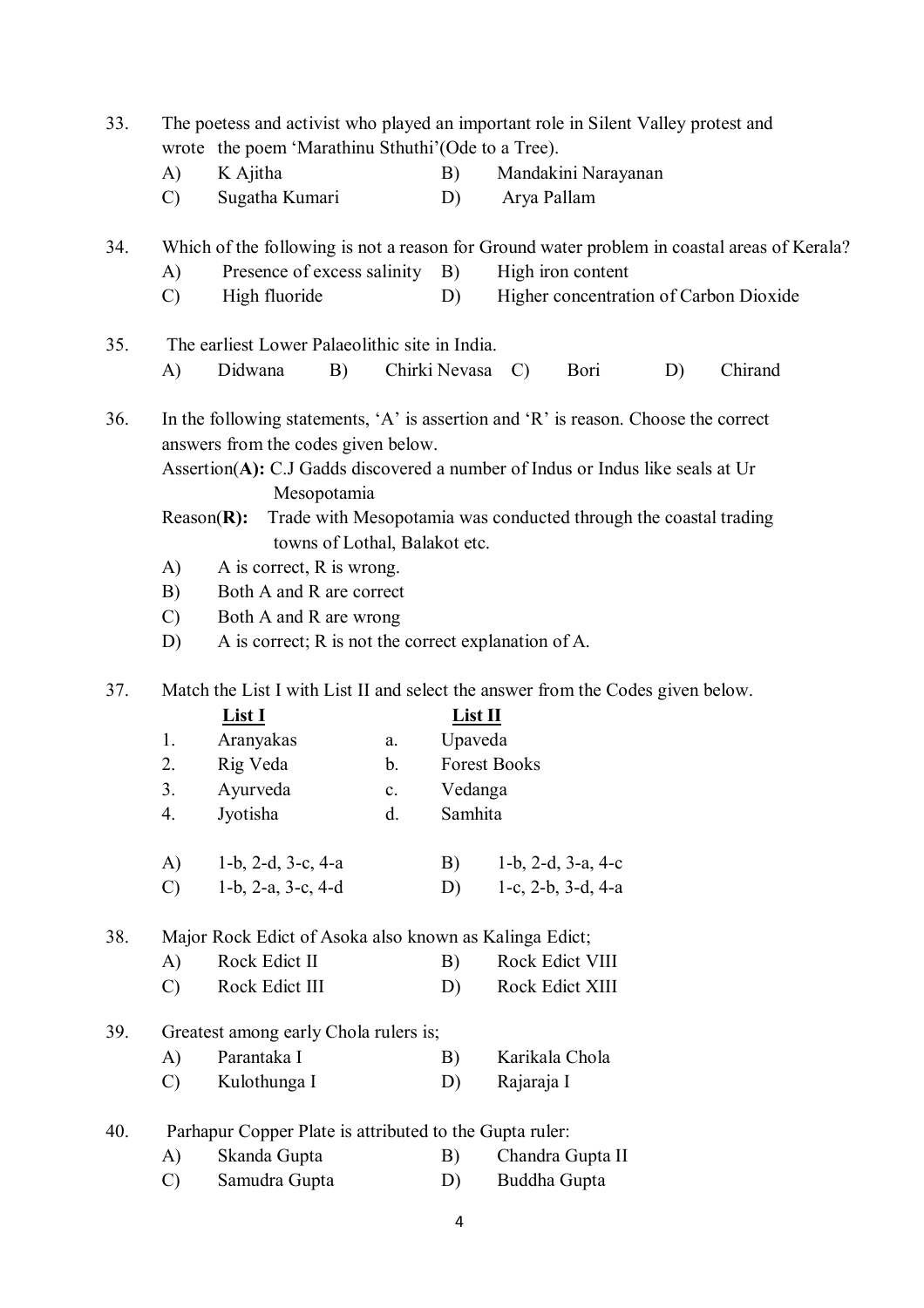33. The poetess and activist who played an important role in Silent Valley protest and wrote the poem 'Marathinu Sthuthi'(Ode to a Tree).

    A) K Ajitha  
    B) Mandakini Narayanan  
    C) Sugatha Kumari  
    D) Arya Pallam

34. Which of the following is not a reason for Ground water problem in coastal areas of Kerala?

    A) Presence of excess salinity  
    B) High iron content  
    C) High fluoride  
    D) Higher concentration of Carbon Dioxide

35. The earliest Lower Palaeolithic site in India.

    A) Didwana  
    B) Chirki Nevasa  
    C) Bori  
    D) Chirand

36. In the following statements, 'A' is assertion and 'R' is reason. Choose the correct answers from the codes given below.

    Assertion(**A**): C.J Gadds discovered a number of Indus or Indus like seals at Ur Mesopotamia

    Reason(**R**): Trade with Mesopotamia was conducted through the coastal trading towns of Lothal, Balakot etc.

    A) A is correct, R is wrong.  
    B) Both A and R are correct  
    C) Both A and R are wrong  
    D) A is correct; R is not the correct explanation of A.

37. Match the List I with List II and select the answer from the Codes given below.

| | **List I** | | **List II** |
|---|---|---|---|
| 1. | Aranyakas | a. | Upaveda |
| 2. | Rig Veda | b. | Forest Books |
| 3. | Ayurveda | c. | Vedanga |
| 4. | Jyotisha | d. | Samhita |

    A) 1-b, 2-d, 3-c, 4-a  
    B) 1-b, 2-d, 3-a, 4-c  
    C) 1-b, 2-a, 3-c, 4-d  
    D) 1-c, 2-b, 3-d, 4-a

38. Major Rock Edict of Asoka also known as Kalinga Edict;

    A) Rock Edict II  
    B) Rock Edict VIII  
    C) Rock Edict III  
    D) Rock Edict XIII

39. Greatest among early Chola rulers is;

    A) Parantaka I  
    B) Karikala Chola  
    C) Kulothunga I  
    D) Rajaraja I

40. Parhapur Copper Plate is attributed to the Gupta ruler:

    A) Skanda Gupta  
    B) Chandra Gupta II  
    C) Samudra Gupta  
    D) Buddha Gupta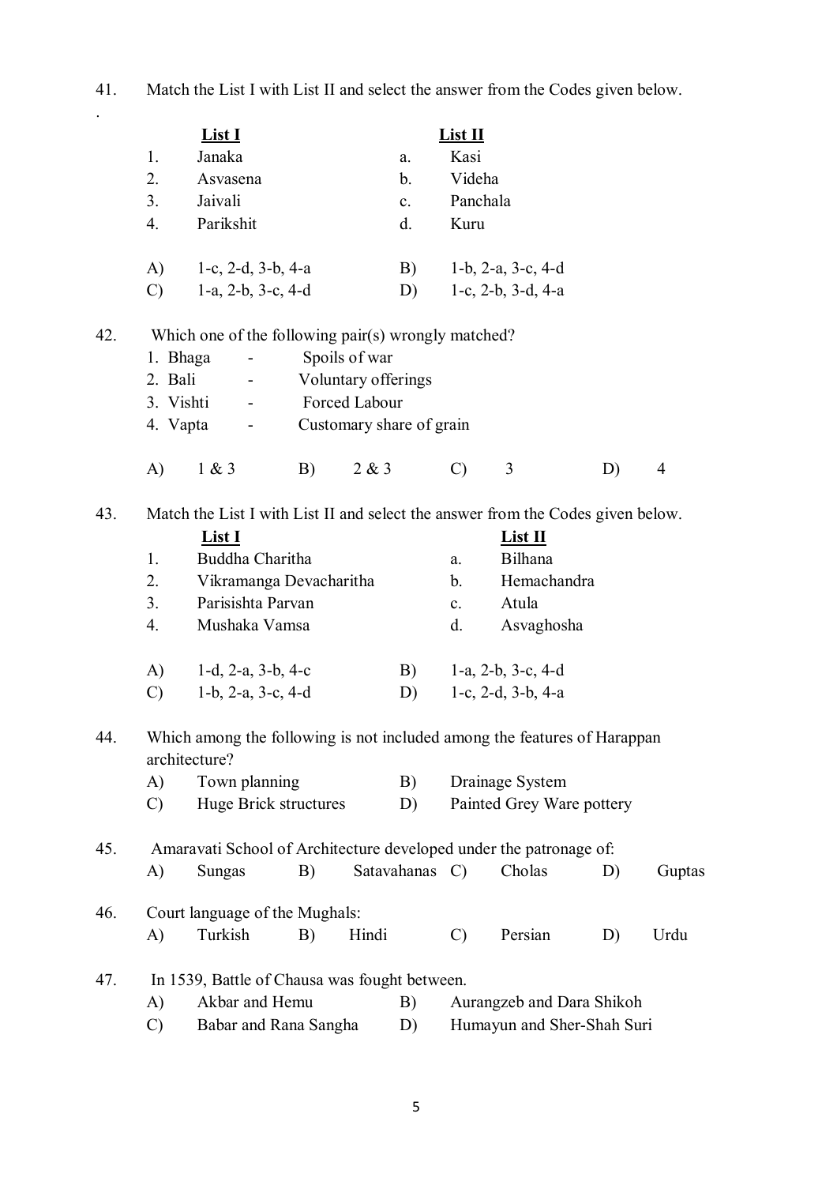41. Match the List I with List II and select the answer from the Codes given below.

.

| | List I | | List II |
|---|---|---|---|
| 1. | Janaka | a. | Kasi |
| 2. | Asvasena | b. | Videha |
| 3. | Jaivali | c. | Panchala |
| 4. | Parikshit | d. | Kuru |

A) 1-c, 2-d, 3-b, 4-a  B) 1-b, 2-a, 3-c, 4-d
C) 1-a, 2-b, 3-c, 4-d  D) 1-c, 2-b, 3-d, 4-a

42. Which one of the following pair(s) wrongly matched?

1. Bhaga - Spoils of war
2. Bali - Voluntary offerings
3. Vishti - Forced Labour
4. Vapta - Customary share of grain

A) 1 & 3  B) 2 & 3  C) 3  D) 4

43. Match the List I with List II and select the answer from the Codes given below.

| | List I | | List II |
|---|---|---|---|
| 1. | Buddha Charitha | a. | Bilhana |
| 2. | Vikramanga Devacharitha | b. | Hemachandra |
| 3. | Parisishta Parvan | c. | Atula |
| 4. | Mushaka Vamsa | d. | Asvaghosha |

A) 1-d, 2-a, 3-b, 4-c  B) 1-a, 2-b, 3-c, 4-d
C) 1-b, 2-a, 3-c, 4-d  D) 1-c, 2-d, 3-b, 4-a

44. Which among the following is not included among the features of Harappan architecture?

A) Town planning  B) Drainage System
C) Huge Brick structures  D) Painted Grey Ware pottery

45. Amaravati School of Architecture developed under the patronage of:

A) Sungas  B) Satavahanas  C) Cholas  D) Guptas

46. Court language of the Mughals:

A) Turkish  B) Hindi  C) Persian  D) Urdu

47. In 1539, Battle of Chausa was fought between.

A) Akbar and Hemu  B) Aurangzeb and Dara Shikoh
C) Babar and Rana Sangha  D) Humayun and Sher-Shah Suri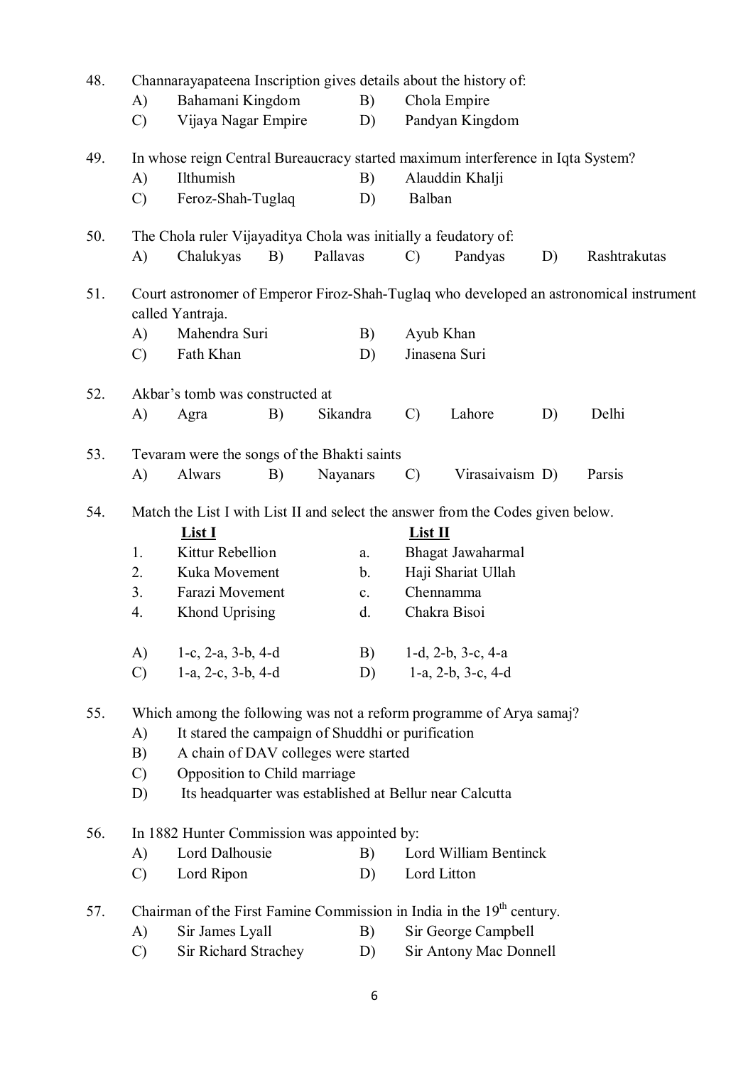48. Channarayapateena Inscription gives details about the history of:
   A) Bahamani Kingdom B) Chola Empire
   C) Vijaya Nagar Empire D) Pandyan Kingdom

49. In whose reign Central Bureaucracy started maximum interference in Iqta System?
   A) Ilthumish B) Alauddin Khalji
   C) Feroz-Shah-Tuglaq D) Balban

50. The Chola ruler Vijayaditya Chola was initially a feudatory of:
   A) Chalukyas B) Pallavas C) Pandyas D) Rashtrakutas

51. Court astronomer of Emperor Firoz-Shah-Tuglaq who developed an astronomical instrument called Yantraja.
   A) Mahendra Suri B) Ayub Khan
   C) Fath Khan D) Jinasena Suri

52. Akbar's tomb was constructed at
   A) Agra B) Sikandra C) Lahore D) Delhi

53. Tevaram were the songs of the Bhakti saints
   A) Alwars B) Nayanars C) Virasaivaism D) Parsis

54. Match the List I with List II and select the answer from the Codes given below.

| **List I** | | **List II** |
|---|---|---|
| 1. | Kittur Rebellion | a. Bhagat Jawaharmal |
| 2. | Kuka Movement | b. Haji Shariat Ullah |
| 3. | Farazi Movement | c. Chennamma |
| 4. | Khond Uprising | d. Chakra Bisoi |

   A) 1-c, 2-a, 3-b, 4-d B) 1-d, 2-b, 3-c, 4-a
   C) 1-a, 2-c, 3-b, 4-d D) 1-a, 2-b, 3-c, 4-d

55. Which among the following was not a reform programme of Arya samaj?
   A) It stared the campaign of Shuddhi or purification
   B) A chain of DAV colleges were started
   C) Opposition to Child marriage
   D) Its headquarter was established at Bellur near Calcutta

56. In 1882 Hunter Commission was appointed by:
   A) Lord Dalhousie B) Lord William Bentinck
   C) Lord Ripon D) Lord Litton

57. Chairman of the First Famine Commission in India in the 19th century.
   A) Sir James Lyall B) Sir George Campbell
   C) Sir Richard Strachey D) Sir Antony Mac Donnell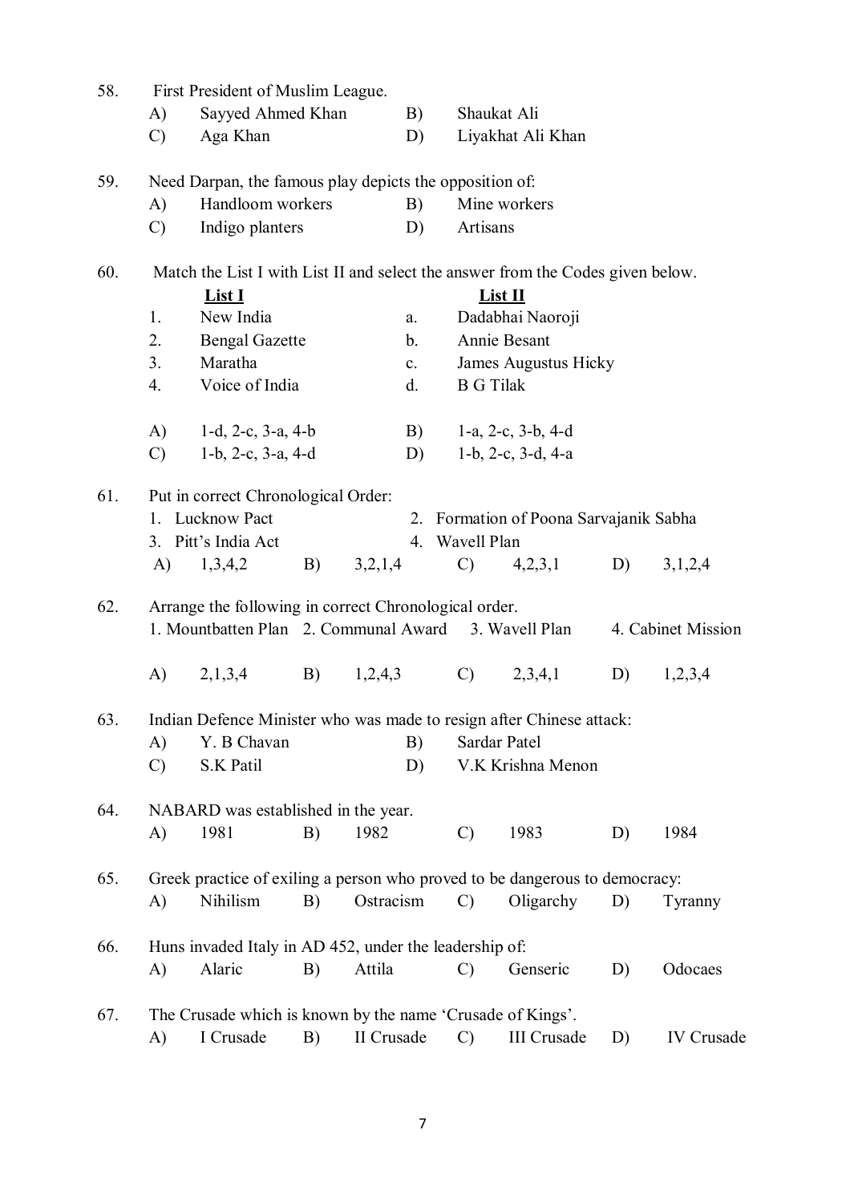58. First President of Muslim League.

A) Sayyed Ahmed Khan B) Shaukat Ali
C) Aga Khan D) Liyakhat Ali Khan

59. Need Darpan, the famous play depicts the opposition of:

A) Handloom workers B) Mine workers
C) Indigo planters D) Artisans

60. Match the List I with List II and select the answer from the Codes given below.

| | List I | | List II |
|---|---|---|---|
| 1. | New India | a. | Dadabhai Naoroji |
| 2. | Bengal Gazette | b. | Annie Besant |
| 3. | Maratha | c. | James Augustus Hicky |
| 4. | Voice of India | d. | B G Tilak |

A) 1-d, 2-c, 3-a, 4-b B) 1-a, 2-c, 3-b, 4-d
C) 1-b, 2-c, 3-a, 4-d D) 1-b, 2-c, 3-d, 4-a

61. Put in correct Chronological Order:

1. Lucknow Pact 2. Formation of Poona Sarvajanik Sabha
3. Pitt's India Act 4. Wavell Plan

A) 1,3,4,2 B) 3,2,1,4 C) 4,2,3,1 D) 3,1,2,4

62. Arrange the following in correct Chronological order.

1. Mountbatten Plan 2. Communal Award 3. Wavell Plan 4. Cabinet Mission

A) 2,1,3,4 B) 1,2,4,3 C) 2,3,4,1 D) 1,2,3,4

63. Indian Defence Minister who was made to resign after Chinese attack:

A) Y. B Chavan B) Sardar Patel
C) S.K Patil D) V.K Krishna Menon

64. NABARD was established in the year.

A) 1981 B) 1982 C) 1983 D) 1984

65. Greek practice of exiling a person who proved to be dangerous to democracy:

A) Nihilism B) Ostracism C) Oligarchy D) Tyranny

66. Huns invaded Italy in AD 452, under the leadership of:

A) Alaric B) Attila C) Genseric D) Odocaes

67. The Crusade which is known by the name 'Crusade of Kings'.

A) I Crusade B) II Crusade C) III Crusade D) IV Crusade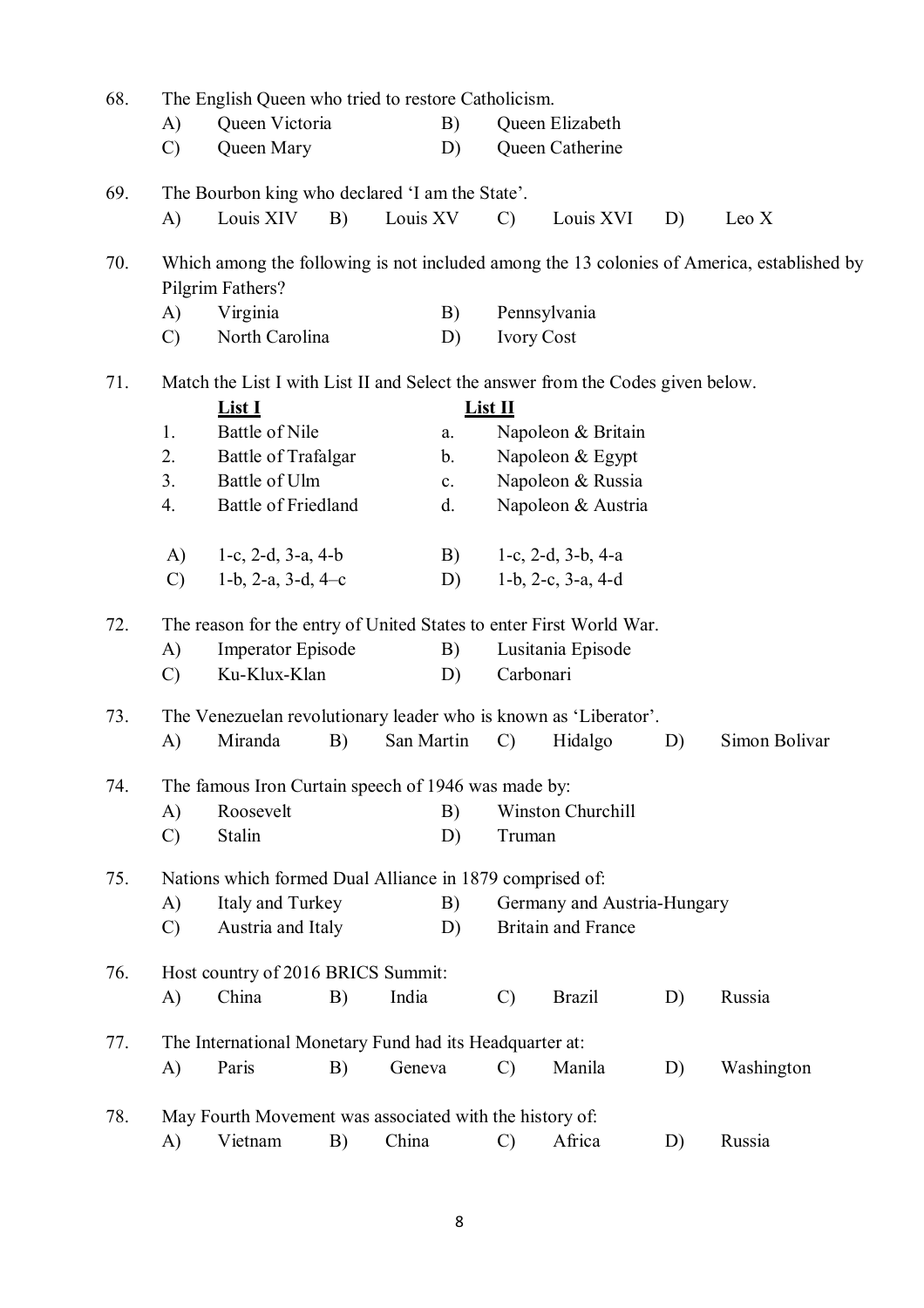68. The English Queen who tried to restore Catholicism.

A) Queen Victoria B) Queen Elizabeth
C) Queen Mary D) Queen Catherine

69. The Bourbon king who declared 'I am the State'.

A) Louis XIV B) Louis XV C) Louis XVI D) Leo X

70. Which among the following is not included among the 13 colonies of America, established by Pilgrim Fathers?

A) Virginia B) Pennsylvania
C) North Carolina D) Ivory Cost

71. Match the List I with List II and Select the answer from the Codes given below.

| | **List I** | | **List II** |
|---|---|---|---|
| 1. | Battle of Nile | a. | Napoleon & Britain |
| 2. | Battle of Trafalgar | b. | Napoleon & Egypt |
| 3. | Battle of Ulm | c. | Napoleon & Russia |
| 4. | Battle of Friedland | d. | Napoleon & Austria |

A) 1-c, 2-d, 3-a, 4-b B) 1-c, 2-d, 3-b, 4-a
C) 1-b, 2-a, 3-d, 4–c D) 1-b, 2-c, 3-a, 4-d

72. The reason for the entry of United States to enter First World War.

A) Imperator Episode B) Lusitania Episode
C) Ku-Klux-Klan D) Carbonari

73. The Venezuelan revolutionary leader who is known as 'Liberator'.

A) Miranda B) San Martin C) Hidalgo D) Simon Bolivar

74. The famous Iron Curtain speech of 1946 was made by:

A) Roosevelt B) Winston Churchill
C) Stalin D) Truman

75. Nations which formed Dual Alliance in 1879 comprised of:

A) Italy and Turkey B) Germany and Austria-Hungary
C) Austria and Italy D) Britain and France

76. Host country of 2016 BRICS Summit:

A) China B) India C) Brazil D) Russia

77. The International Monetary Fund had its Headquarter at:

A) Paris B) Geneva C) Manila D) Washington

78. May Fourth Movement was associated with the history of:

A) Vietnam B) China C) Africa D) Russia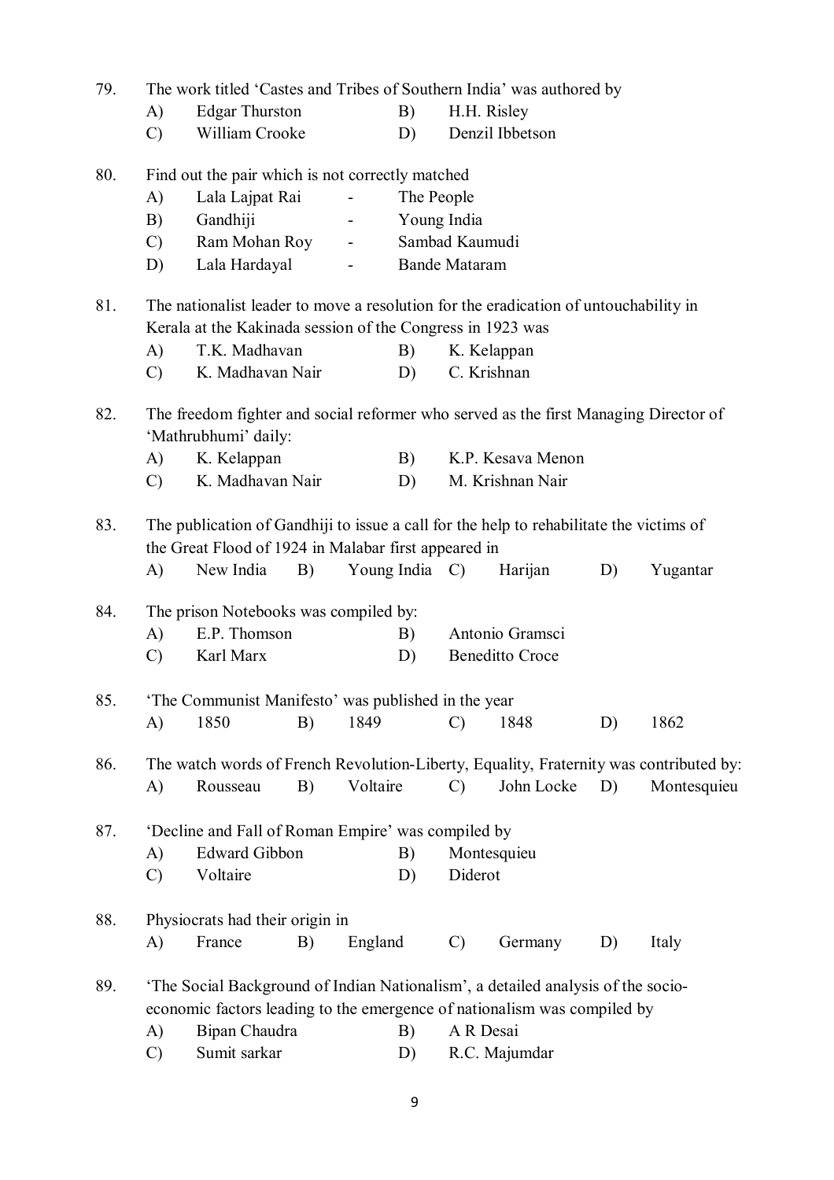79. The work titled 'Castes and Tribes of Southern India' was authored by

A) Edgar Thurston
B) H.H. Risley
C) William Crooke
D) Denzil Ibbetson

80. Find out the pair which is not correctly matched

A) Lala Lajpat Rai - The People
B) Gandhiji - Young India
C) Ram Mohan Roy - Sambad Kaumudi
D) Lala Hardayal - Bande Mataram

81. The nationalist leader to move a resolution for the eradication of untouchability in Kerala at the Kakinada session of the Congress in 1923 was

A) T.K. Madhavan
B) K. Kelappan
C) K. Madhavan Nair
D) C. Krishnan

82. The freedom fighter and social reformer who served as the first Managing Director of 'Mathrubhumi' daily:

A) K. Kelappan
B) K.P. Kesava Menon
C) K. Madhavan Nair
D) M. Krishnan Nair

83. The publication of Gandhiji to issue a call for the help to rehabilitate the victims of the Great Flood of 1924 in Malabar first appeared in

A) New India
B) Young India
C) Harijan
D) Yugantar

84. The prison Notebooks was compiled by:

A) E.P. Thomson
B) Antonio Gramsci
C) Karl Marx
D) Beneditto Croce

85. 'The Communist Manifesto' was published in the year

A) 1850
B) 1849
C) 1848
D) 1862

86. The watch words of French Revolution-Liberty, Equality, Fraternity was contributed by:

A) Rousseau
B) Voltaire
C) John Locke
D) Montesquieu

87. 'Decline and Fall of Roman Empire' was compiled by

A) Edward Gibbon
B) Montesquieu
C) Voltaire
D) Diderot

88. Physiocrats had their origin in

A) France
B) England
C) Germany
D) Italy

89. 'The Social Background of Indian Nationalism', a detailed analysis of the socio-economic factors leading to the emergence of nationalism was compiled by

A) Bipan Chaudra
B) A R Desai
C) Sumit sarkar
D) R.C. Majumdar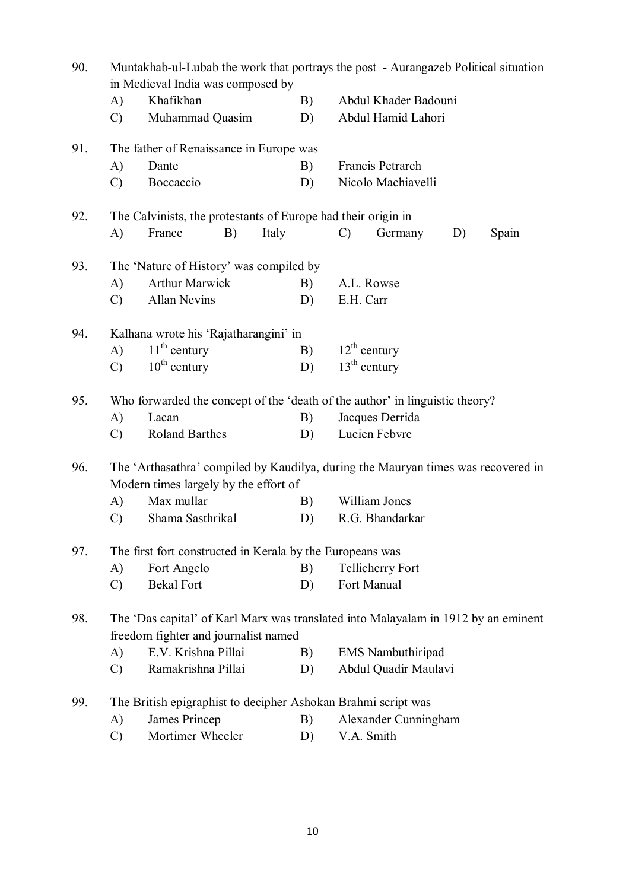90. Muntakhab-ul-Lubab the work that portrays the post - Aurangazeb Political situation in Medieval India was composed by

A) Khafikhan  
B) Abdul Khader Badouni  
C) Muhammad Quasim  
D) Abdul Hamid Lahori

91. The father of Renaissance in Europe was

A) Dante  
B) Francis Petrarch  
C) Boccaccio  
D) Nicolo Machiavelli

92. The Calvinists, the protestants of Europe had their origin in

A) France  
B) Italy  
C) Germany  
D) Spain

93. The 'Nature of History' was compiled by

A) Arthur Marwick  
B) A.L. Rowse  
C) Allan Nevins  
D) E.H. Carr

94. Kalhana wrote his 'Rajatharangini' in

A) 11th century  
B) 12th century  
C) 10th century  
D) 13th century

95. Who forwarded the concept of the 'death of the author' in linguistic theory?

A) Lacan  
B) Jacques Derrida  
C) Roland Barthes  
D) Lucien Febvre

96. The 'Arthasathra' compiled by Kaudilya, during the Mauryan times was recovered in Modern times largely by the effort of

A) Max mullar  
B) William Jones  
C) Shama Sasthrikal  
D) R.G. Bhandarkar

97. The first fort constructed in Kerala by the Europeans was

A) Fort Angelo  
B) Tellicherry Fort  
C) Bekal Fort  
D) Fort Manual

98. The 'Das capital' of Karl Marx was translated into Malayalam in 1912 by an eminent freedom fighter and journalist named

A) E.V. Krishna Pillai  
B) EMS Nambuthiripad  
C) Ramakrishna Pillai  
D) Abdul Quadir Maulavi

99. The British epigraphist to decipher Ashokan Brahmi script was

A) James Princep  
B) Alexander Cunningham  
C) Mortimer Wheeler  
D) V.A. Smith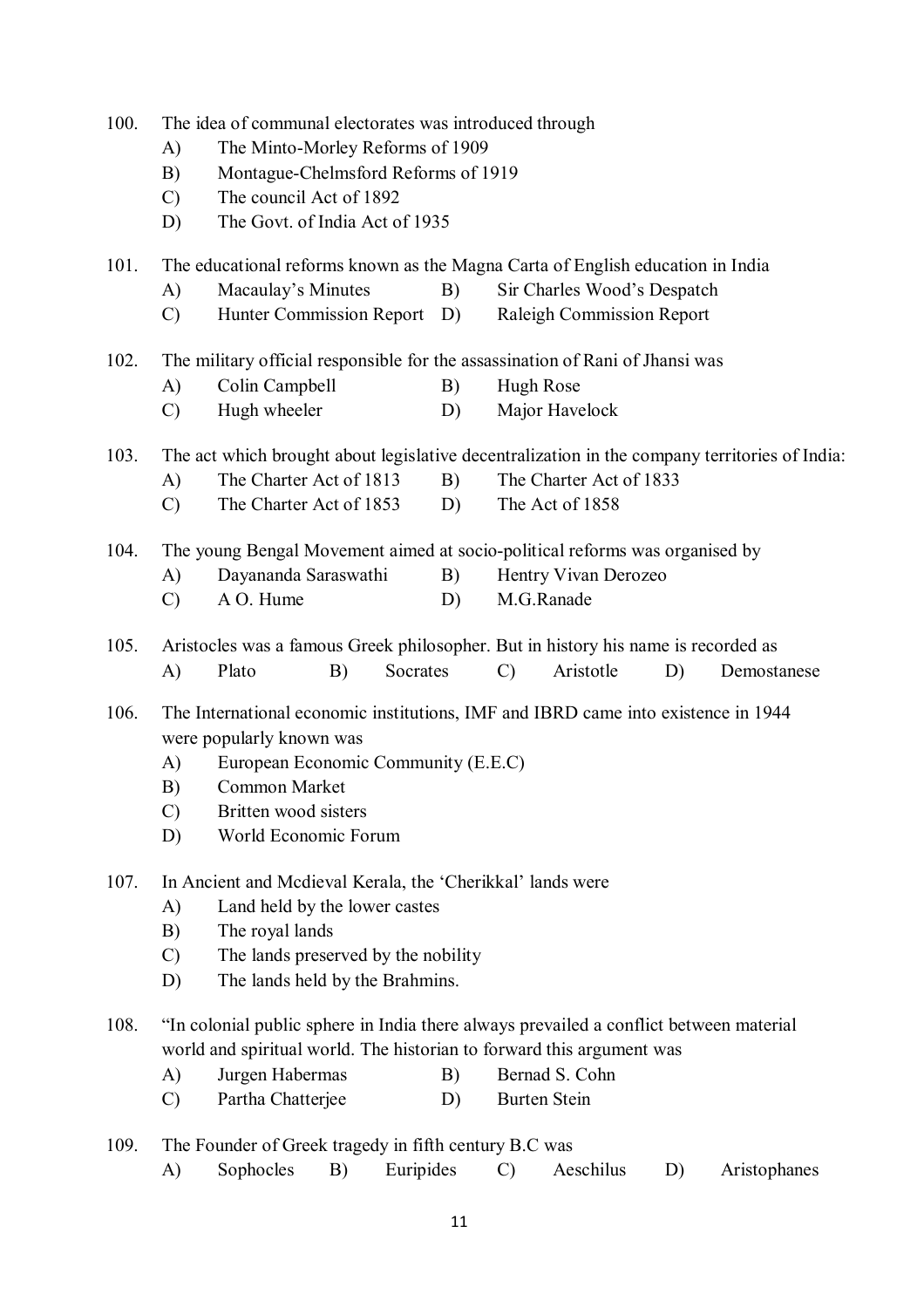100. The idea of communal electorates was introduced through
   A) The Minto-Morley Reforms of 1909
   B) Montague-Chelmsford Reforms of 1919
   C) The council Act of 1892
   D) The Govt. of India Act of 1935

101. The educational reforms known as the Magna Carta of English education in India
   A) Macaulay's Minutes
   B) Sir Charles Wood's Despatch
   C) Hunter Commission Report
   D) Raleigh Commission Report

102. The military official responsible for the assassination of Rani of Jhansi was
   A) Colin Campbell
   B) Hugh Rose
   C) Hugh wheeler
   D) Major Havelock

103. The act which brought about legislative decentralization in the company territories of India:
   A) The Charter Act of 1813
   B) The Charter Act of 1833
   C) The Charter Act of 1853
   D) The Act of 1858

104. The young Bengal Movement aimed at socio-political reforms was organised by
   A) Dayananda Saraswathi
   B) Hentry Vivan Derozeo
   C) A O. Hume
   D) M.G.Ranade

105. Aristocles was a famous Greek philosopher. But in history his name is recorded as
   A) Plato
   B) Socrates
   C) Aristotle
   D) Demostanese

106. The International economic institutions, IMF and IBRD came into existence in 1944 were popularly known was
   A) European Economic Community (E.E.C)
   B) Common Market
   C) Britten wood sisters
   D) World Economic Forum

107. In Ancient and Mcdieval Kerala, the 'Cherikkal' lands were
   A) Land held by the lower castes
   B) The royal lands
   C) The lands preserved by the nobility
   D) The lands held by the Brahmins.

108. "In colonial public sphere in India there always prevailed a conflict between material world and spiritual world. The historian to forward this argument was
   A) Jurgen Habermas
   B) Bernad S. Cohn
   C) Partha Chatterjee
   D) Burten Stein

109. The Founder of Greek tragedy in fifth century B.C was
   A) Sophocles
   B) Euripides
   C) Aeschilus
   D) Aristophanes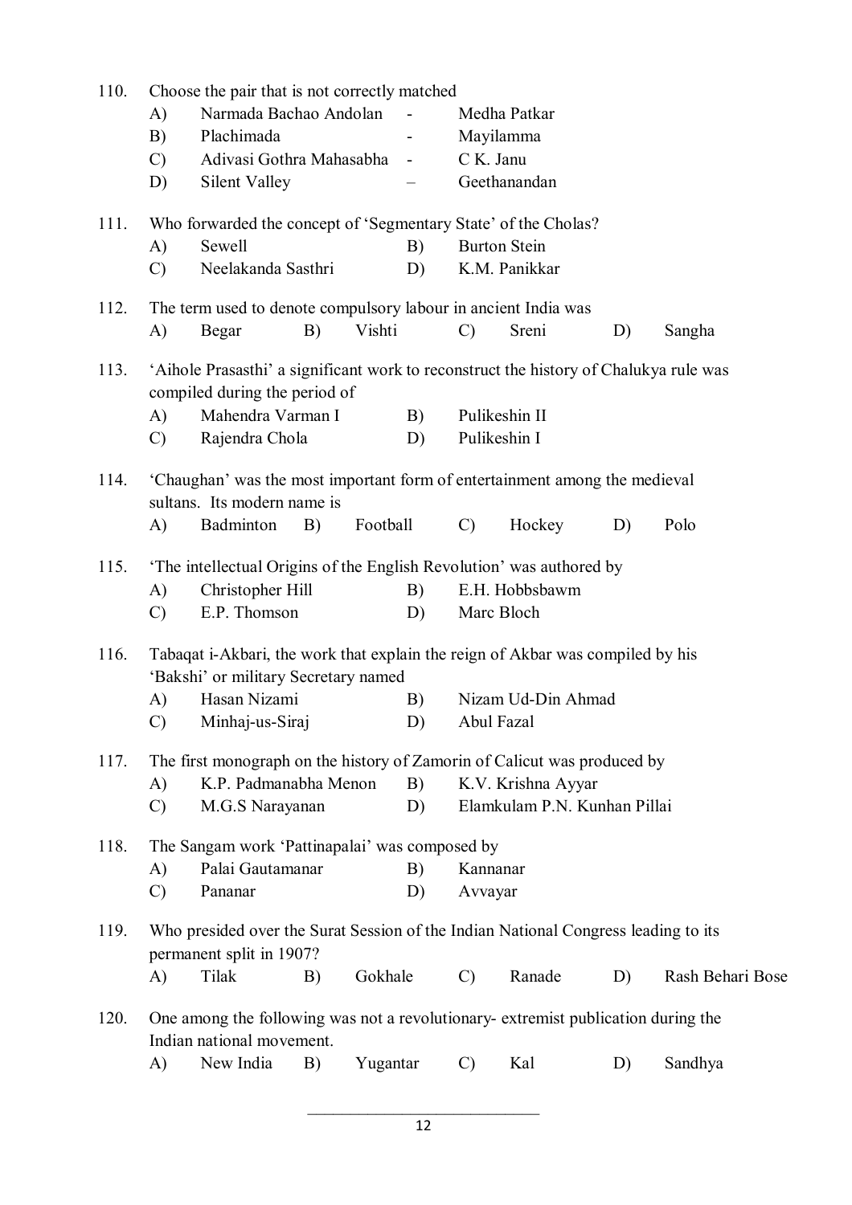110. Choose the pair that is not correctly matched

A) Narmada Bachao Andolan - Medha Patkar
B) Plachimada - Mayilamma
C) Adivasi Gothra Mahasabha - C K. Janu
D) Silent Valley – Geethanandan

111. Who forwarded the concept of 'Segmentary State' of the Cholas?

A) Sewell
B) Burton Stein
C) Neelakanda Sasthri
D) K.M. Panikkar

112. The term used to denote compulsory labour in ancient India was

A) Begar
B) Vishti
C) Sreni
D) Sangha

113. 'Aihole Prasasthi' a significant work to reconstruct the history of Chalukya rule was compiled during the period of

A) Mahendra Varman I
B) Pulikeshin II
C) Rajendra Chola
D) Pulikeshin I

114. 'Chaughan' was the most important form of entertainment among the medieval sultans. Its modern name is

A) Badminton
B) Football
C) Hockey
D) Polo

115. 'The intellectual Origins of the English Revolution' was authored by

A) Christopher Hill
B) E.H. Hobbsbawm
C) E.P. Thomson
D) Marc Bloch

116. Tabaqat i-Akbari, the work that explain the reign of Akbar was compiled by his 'Bakshi' or military Secretary named

A) Hasan Nizami
B) Nizam Ud-Din Ahmad
C) Minhaj-us-Siraj
D) Abul Fazal

117. The first monograph on the history of Zamorin of Calicut was produced by

A) K.P. Padmanabha Menon
B) K.V. Krishna Ayyar
C) M.G.S Narayanan
D) Elamkulam P.N. Kunhan Pillai

118. The Sangam work 'Pattinapalai' was composed by

A) Palai Gautamanar
B) Kannanar
C) Pananar
D) Avvayar

119. Who presided over the Surat Session of the Indian National Congress leading to its permanent split in 1907?

A) Tilak
B) Gokhale
C) Ranade
D) Rash Behari Bose

120. One among the following was not a revolutionary- extremist publication during the Indian national movement.

A) New India
B) Yugantar
C) Kal
D) Sandhya